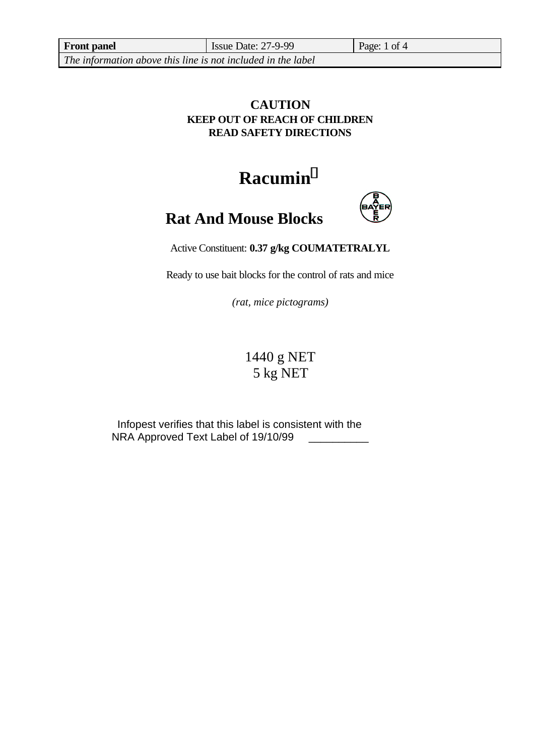| Front panel | Issue Date: 27-9-99 | Page: 1 of 4 |
|---|---|---|
| *The information above this line is not included in the label* | | |

**CAUTION**
**KEEP OUT OF REACH OF CHILDREN**
**READ SAFETY DIRECTIONS**

# Racumin

## Rat And Mouse Blocks

Active Constituent: **0.37 g/kg COUMATETRALYL**

Ready to use bait blocks for the control of rats and mice

*(rat, mice pictograms)*

1440 g NET
5 kg NET

Infopest verifies that this label is consistent with the NRA Approved Text Label of 19/10/99 __________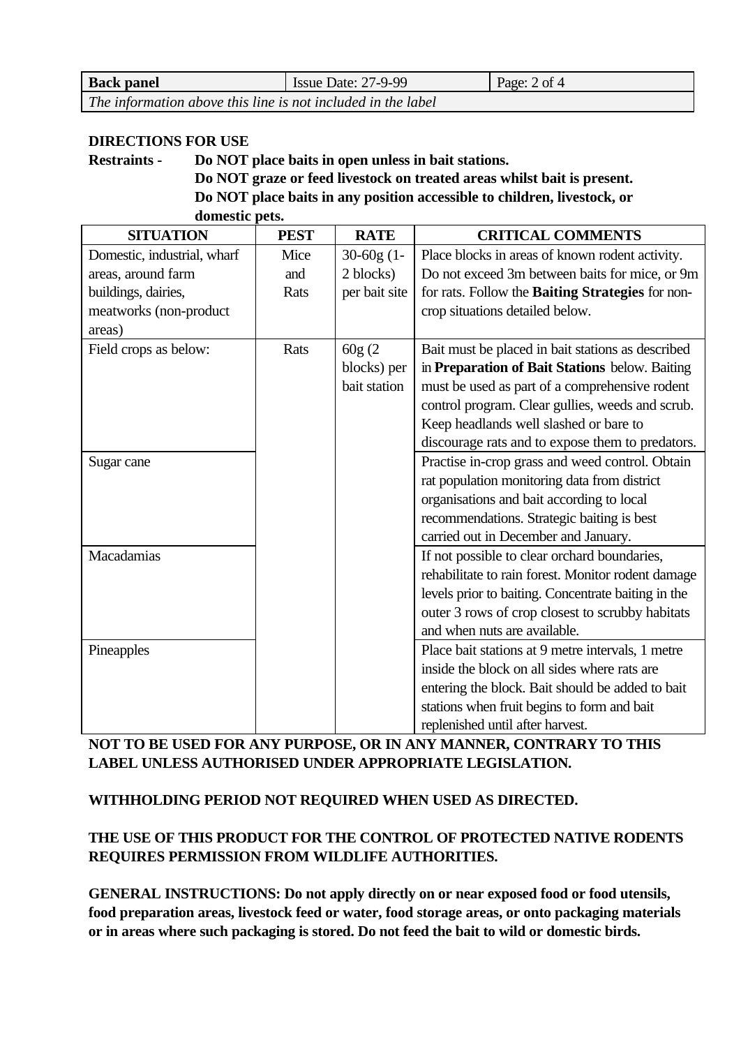| Back panel | Issue Date: 27-9-99 | Page: 2 of 4 |
|---|---|---|
| *The information above this line is not included in the label* | | |

**DIRECTIONS FOR USE**

**Restraints -** **Do NOT place baits in open unless in bait stations.**
**Do NOT graze or feed livestock on treated areas whilst bait is present.**
**Do NOT place baits in any position accessible to children, livestock, or domestic pets.**

| SITUATION | PEST | RATE | CRITICAL COMMENTS |
|---|---|---|---|
| Domestic, industrial, wharf areas, around farm buildings, dairies, meatworks (non-product areas) | Mice and Rats | 30-60g (1-2 blocks) per bait site | Place blocks in areas of known rodent activity. Do not exceed 3m between baits for mice, or 9m for rats. Follow the **Baiting Strategies** for non-crop situations detailed below. |
| Field crops as below: | Rats | 60g (2 blocks) per bait station | Bait must be placed in bait stations as described in **Preparation of Bait Stations** below. Baiting must be used as part of a comprehensive rodent control program. Clear gullies, weeds and scrub. Keep headlands well slashed or bare to discourage rats and to expose them to predators. |
| Sugar cane | | | Practise in-crop grass and weed control. Obtain rat population monitoring data from district organisations and bait according to local recommendations. Strategic baiting is best carried out in December and January. |
| Macadamias | | | If not possible to clear orchard boundaries, rehabilitate to rain forest. Monitor rodent damage levels prior to baiting. Concentrate baiting in the outer 3 rows of crop closest to scrubby habitats and when nuts are available. |
| Pineapples | | | Place bait stations at 9 metre intervals, 1 metre inside the block on all sides where rats are entering the block. Bait should be added to bait stations when fruit begins to form and bait replenished until after harvest. |

**NOT TO BE USED FOR ANY PURPOSE, OR IN ANY MANNER, CONTRARY TO THIS LABEL UNLESS AUTHORISED UNDER APPROPRIATE LEGISLATION.**

**WITHHOLDING PERIOD NOT REQUIRED WHEN USED AS DIRECTED.**

**THE USE OF THIS PRODUCT FOR THE CONTROL OF PROTECTED NATIVE RODENTS REQUIRES PERMISSION FROM WILDLIFE AUTHORITIES.**

**GENERAL INSTRUCTIONS: Do not apply directly on or near exposed food or food utensils, food preparation areas, livestock feed or water, food storage areas, or onto packaging materials or in areas where such packaging is stored. Do not feed the bait to wild or domestic birds.**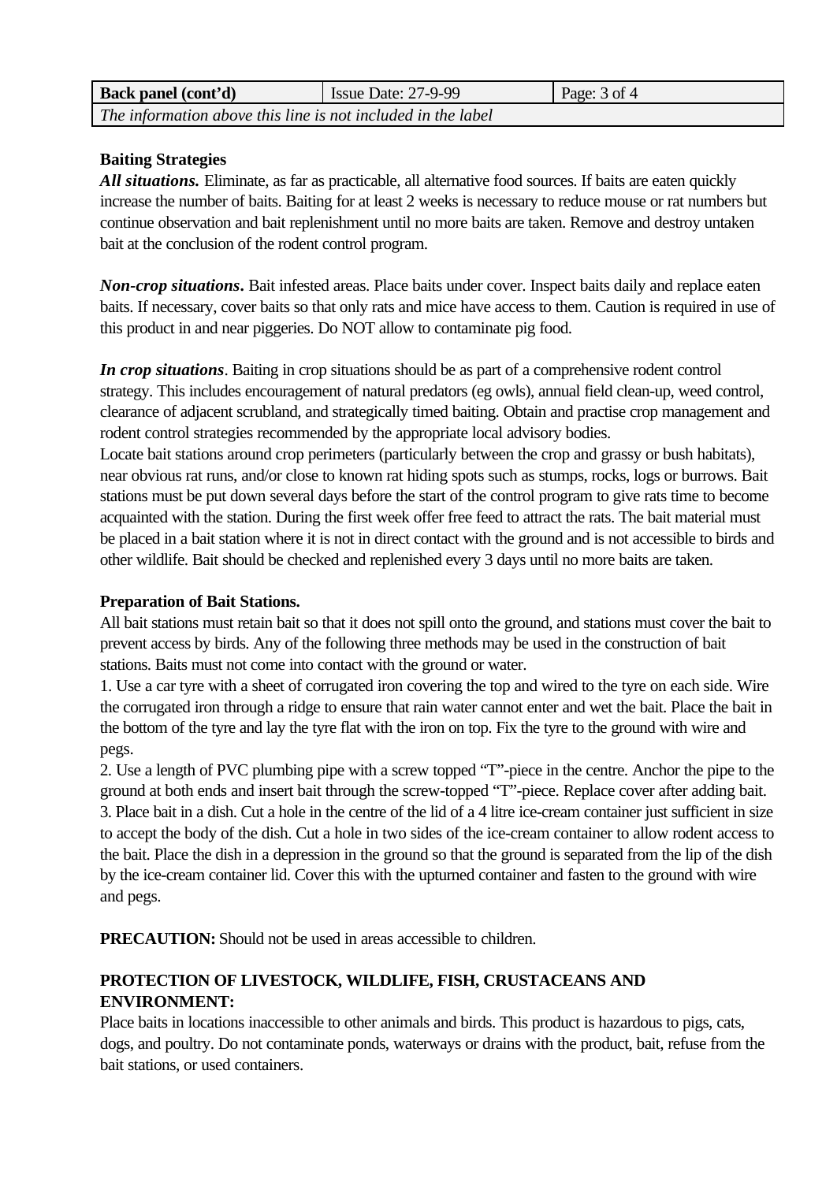| Back panel (cont'd) | Issue Date: 27-9-99 | Page: 3 of 4 |
|---|---|---|
| *The information above this line is not included in the label* | | |

**Baiting Strategies**

***All situations.*** Eliminate, as far as practicable, all alternative food sources. If baits are eaten quickly increase the number of baits. Baiting for at least 2 weeks is necessary to reduce mouse or rat numbers but continue observation and bait replenishment until no more baits are taken. Remove and destroy untaken bait at the conclusion of the rodent control program.

***Non-crop situations*.** Bait infested areas. Place baits under cover. Inspect baits daily and replace eaten baits. If necessary, cover baits so that only rats and mice have access to them. Caution is required in use of this product in and near piggeries. Do NOT allow to contaminate pig food.

***In crop situations***. Baiting in crop situations should be as part of a comprehensive rodent control strategy. This includes encouragement of natural predators (eg owls), annual field clean-up, weed control, clearance of adjacent scrubland, and strategically timed baiting. Obtain and practise crop management and rodent control strategies recommended by the appropriate local advisory bodies.
Locate bait stations around crop perimeters (particularly between the crop and grassy or bush habitats), near obvious rat runs, and/or close to known rat hiding spots such as stumps, rocks, logs or burrows. Bait stations must be put down several days before the start of the control program to give rats time to become acquainted with the station. During the first week offer free feed to attract the rats. The bait material must be placed in a bait station where it is not in direct contact with the ground and is not accessible to birds and other wildlife. Bait should be checked and replenished every 3 days until no more baits are taken.

**Preparation of Bait Stations.**

All bait stations must retain bait so that it does not spill onto the ground, and stations must cover the bait to prevent access by birds. Any of the following three methods may be used in the construction of bait stations. Baits must not come into contact with the ground or water.

1. Use a car tyre with a sheet of corrugated iron covering the top and wired to the tyre on each side. Wire the corrugated iron through a ridge to ensure that rain water cannot enter and wet the bait. Place the bait in the bottom of the tyre and lay the tyre flat with the iron on top. Fix the tyre to the ground with wire and pegs.
2. Use a length of PVC plumbing pipe with a screw topped "T"-piece in the centre. Anchor the pipe to the ground at both ends and insert bait through the screw-topped "T"-piece. Replace cover after adding bait.
3. Place bait in a dish. Cut a hole in the centre of the lid of a 4 litre ice-cream container just sufficient in size to accept the body of the dish. Cut a hole in two sides of the ice-cream container to allow rodent access to the bait. Place the dish in a depression in the ground so that the ground is separated from the lip of the dish by the ice-cream container lid. Cover this with the upturned container and fasten to the ground with wire and pegs.

**PRECAUTION:** Should not be used in areas accessible to children.

**PROTECTION OF LIVESTOCK, WILDLIFE, FISH, CRUSTACEANS AND ENVIRONMENT:**

Place baits in locations inaccessible to other animals and birds. This product is hazardous to pigs, cats, dogs, and poultry. Do not contaminate ponds, waterways or drains with the product, bait, refuse from the bait stations, or used containers.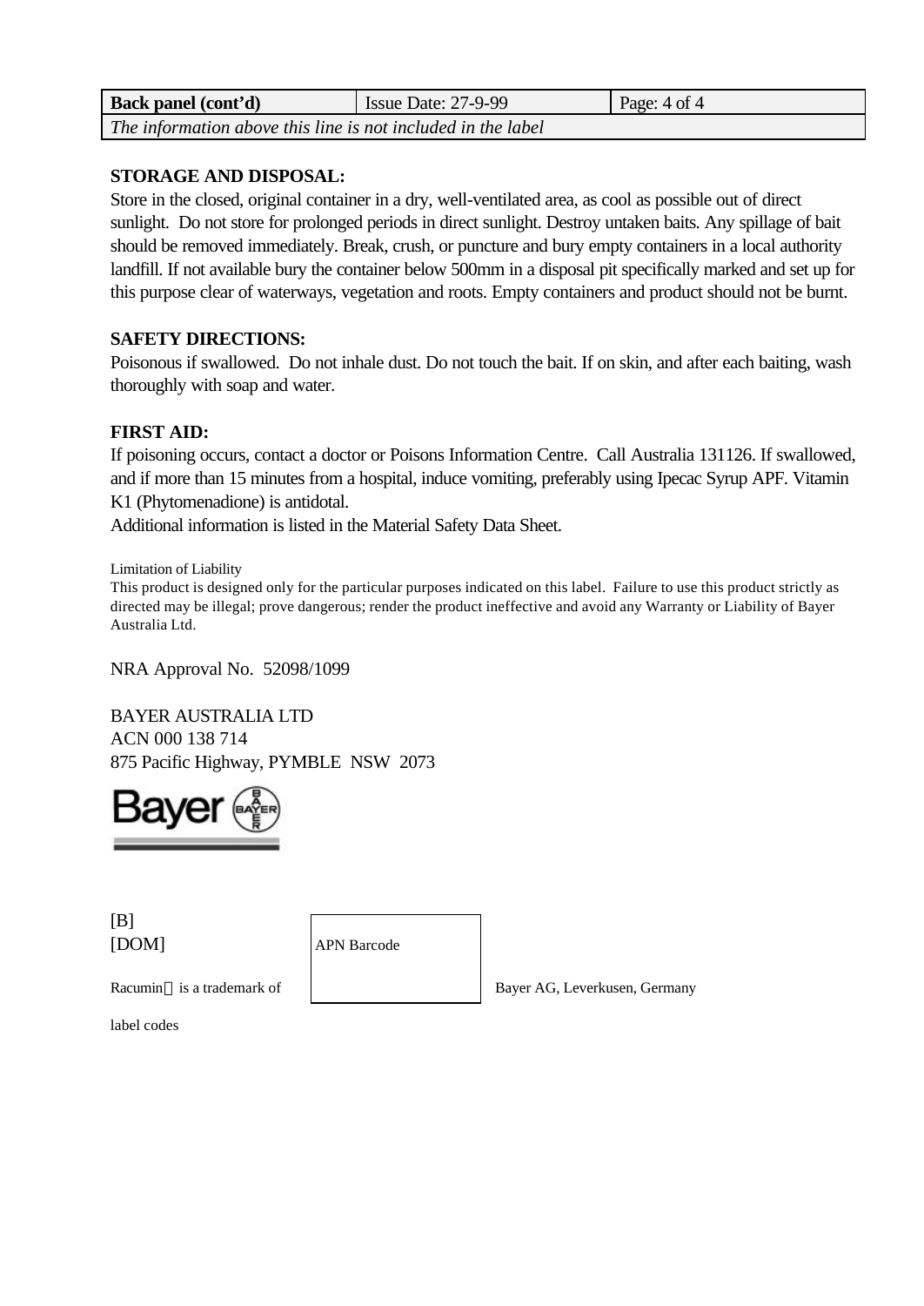| Back panel (cont'd) | Issue Date: 27-9-99 | Page: 4 of 4 |
| --- | --- | --- |
| *The information above this line is not included in the label* | | |

**STORAGE AND DISPOSAL:**
Store in the closed, original container in a dry, well-ventilated area, as cool as possible out of direct sunlight. Do not store for prolonged periods in direct sunlight. Destroy untaken baits. Any spillage of bait should be removed immediately. Break, crush, or puncture and bury empty containers in a local authority landfill. If not available bury the container below 500mm in a disposal pit specifically marked and set up for this purpose clear of waterways, vegetation and roots. Empty containers and product should not be burnt.

**SAFETY DIRECTIONS:**
Poisonous if swallowed. Do not inhale dust. Do not touch the bait. If on skin, and after each baiting, wash thoroughly with soap and water.

**FIRST AID:**
If poisoning occurs, contact a doctor or Poisons Information Centre. Call Australia 131126. If swallowed, and if more than 15 minutes from a hospital, induce vomiting, preferably using Ipecac Syrup APF. Vitamin K1 (Phytomenadione) is antidotal.
Additional information is listed in the Material Safety Data Sheet.

Limitation of Liability
This product is designed only for the particular purposes indicated on this label. Failure to use this product strictly as directed may be illegal; prove dangerous; render the product ineffective and avoid any Warranty or Liability of Bayer Australia Ltd.

NRA Approval No. 52098/1099

BAYER AUSTRALIA LTD
ACN 000 138 714
875 Pacific Highway, PYMBLE NSW 2073

Bayer

[B]
[DOM]

APN Barcode

Racumin® is a trademark of Bayer AG, Leverkusen, Germany

label codes